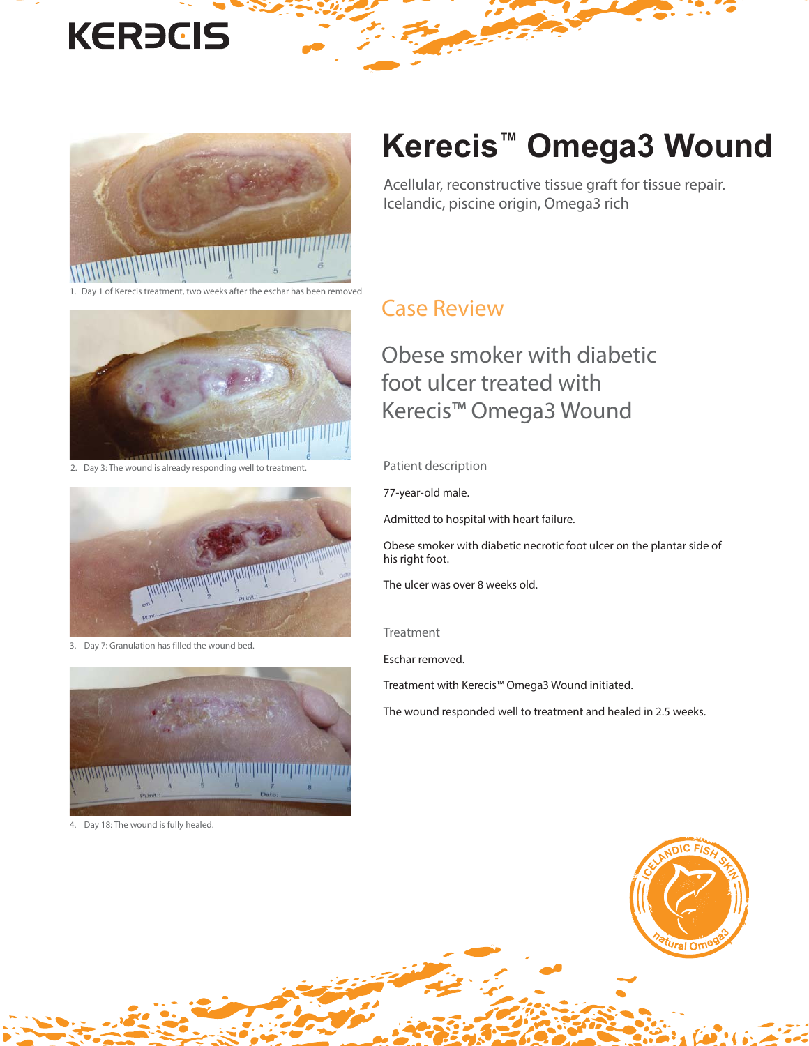# Kerecis™ Omega3 Wound

Acellular, reconstructive tissue graft for tissue repair.
Icelandic, piscine origin, Omega3 rich

1. Day 1 of Kerecis treatment, two weeks after the eschar has been removed

2. Day 3: The wound is already responding well to treatment.

3. Day 7: Granulation has filled the wound bed.

4. Day 18: The wound is fully healed.

## Case Review

### Obese smoker with diabetic foot ulcer treated with Kerecis™ Omega3 Wound

#### Patient description

77-year-old male.

Admitted to hospital with heart failure.

Obese smoker with diabetic necrotic foot ulcer on the plantar side of his right foot.

The ulcer was over 8 weeks old.

#### Treatment

Eschar removed.

Treatment with Kerecis™ Omega3 Wound initiated.

The wound responded well to treatment and healed in 2.5 weeks.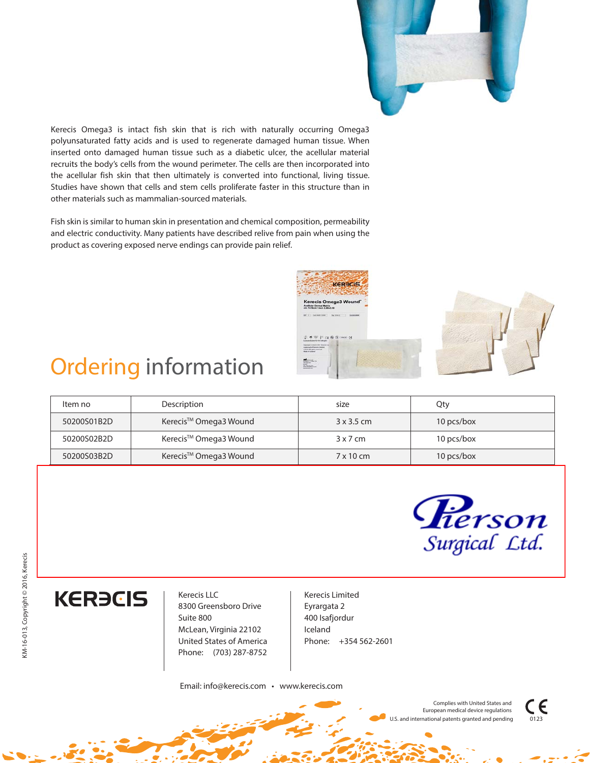Kerecis Omega3 is intact fish skin that is rich with naturally occurring Omega3 polyunsaturated fatty acids and is used to regenerate damaged human tissue. When inserted onto damaged human tissue such as a diabetic ulcer, the acellular material recruits the body's cells from the wound perimeter. The cells are then incorporated into the acellular fish skin that then ultimately is converted into functional, living tissue. Studies have shown that cells and stem cells proliferate faster in this structure than in other materials such as mammalian-sourced materials.

Fish skin is similar to human skin in presentation and chemical composition, permeability and electric conductivity. Many patients have described relive from pain when using the product as covering exposed nerve endings can provide pain relief.

# Ordering information

| Item no | Description | size | Qty |
|---|---|---|---|
| 50200S01B2D | Kerecis™ Omega3 Wound | 3 x 3.5 cm | 10 pcs/box |
| 50200S02B2D | Kerecis™ Omega3 Wound | 3 x 7 cm | 10 pcs/box |
| 50200S03B2D | Kerecis™ Omega3 Wound | 7 x 10 cm | 10 pcs/box |

Pierson Surgical Ltd.

KERECIS

Kerecis LLC
8300 Greensboro Drive
Suite 800
McLean, Virginia 22102
United States of America
Phone: (703) 287-8752

Kerecis Limited
Eyrargata 2
400 Isafjordur
Iceland
Phone: +354 562-2601

Email: info@kerecis.com • www.kerecis.com

Complies with United States and European medical device regulations
U.S. and international patents granted and pending

CE 0123

KM-16-013, Copyright © 2016, Kerecis